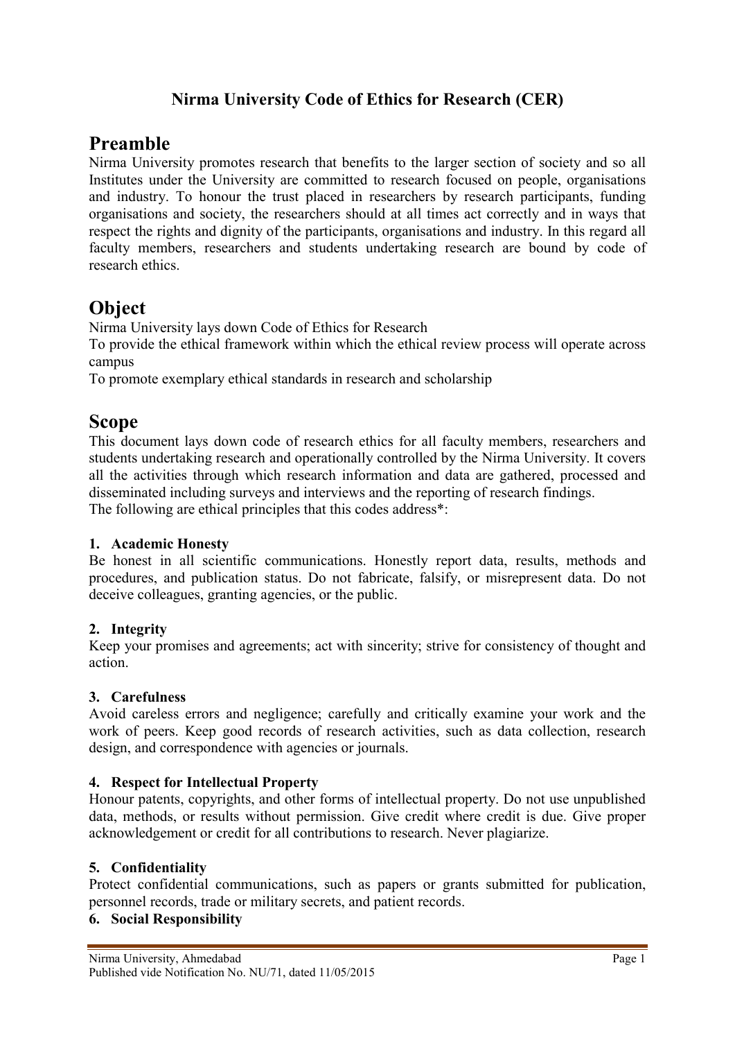# Nirma University Code of Ethics for Research (CER)

## Preamble

Nirma University promotes research that benefits to the larger section of society and so all Institutes under the University are committed to research focused on people, organisations and industry. To honour the trust placed in researchers by research participants, funding organisations and society, the researchers should at all times act correctly and in ways that respect the rights and dignity of the participants, organisations and industry. In this regard all faculty members, researchers and students undertaking research are bound by code of research ethics.

## Object

Nirma University lays down Code of Ethics for Research

To provide the ethical framework within which the ethical review process will operate across campus

To promote exemplary ethical standards in research and scholarship

## Scope

This document lays down code of research ethics for all faculty members, researchers and students undertaking research and operationally controlled by the Nirma University. It covers all the activities through which research information and data are gathered, processed and disseminated including surveys and interviews and the reporting of research findings.

The following are ethical principles that this codes address*:

### 1. Academic Honesty

Be honest in all scientific communications. Honestly report data, results, methods and procedures, and publication status. Do not fabricate, falsify, or misrepresent data. Do not deceive colleagues, granting agencies, or the public.

### 2. Integrity

Keep your promises and agreements; act with sincerity; strive for consistency of thought and action.

### 3. Carefulness

Avoid careless errors and negligence; carefully and critically examine your work and the work of peers. Keep good records of research activities, such as data collection, research design, and correspondence with agencies or journals.

### 4. Respect for Intellectual Property

Honour patents, copyrights, and other forms of intellectual property. Do not use unpublished data, methods, or results without permission. Give credit where credit is due. Give proper acknowledgement or credit for all contributions to research. Never plagiarize.

### 5. Confidentiality

Protect confidential communications, such as papers or grants submitted for publication, personnel records, trade or military secrets, and patient records.

### 6. Social Responsibility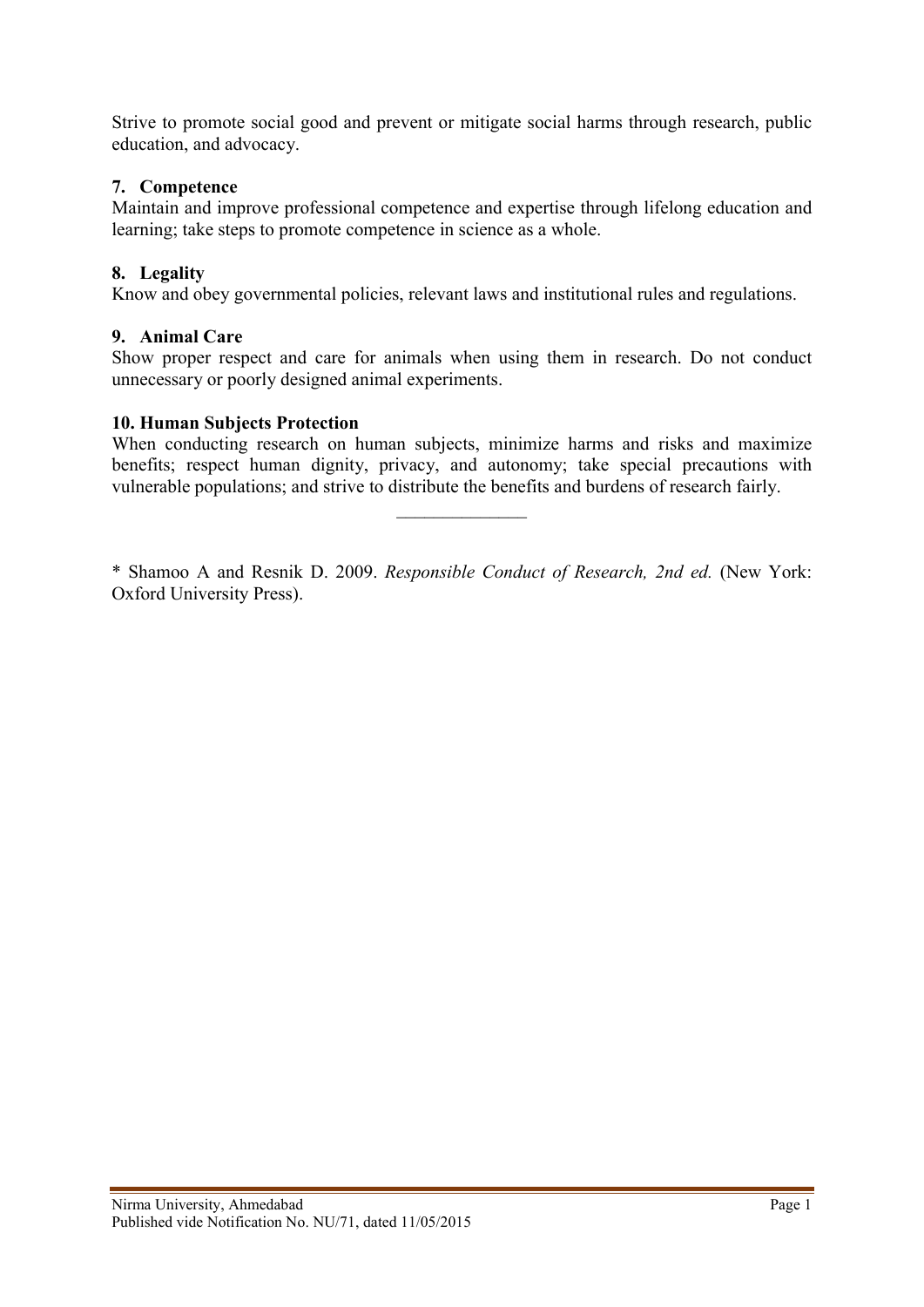Strive to promote social good and prevent or mitigate social harms through research, public education, and advocacy.

### 7. Competence

Maintain and improve professional competence and expertise through lifelong education and learning; take steps to promote competence in science as a whole.

### 8. Legality

Know and obey governmental policies, relevant laws and institutional rules and regulations.

### 9. Animal Care

Show proper respect and care for animals when using them in research. Do not conduct unnecessary or poorly designed animal experiments.

### 10. Human Subjects Protection

When conducting research on human subjects, minimize harms and risks and maximize benefits; respect human dignity, privacy, and autonomy; take special precautions with vulnerable populations; and strive to distribute the benefits and burdens of research fairly.

______________

* Shamoo A and Resnik D. 2009. *Responsible Conduct of Research, 2nd ed.* (New York: Oxford University Press).